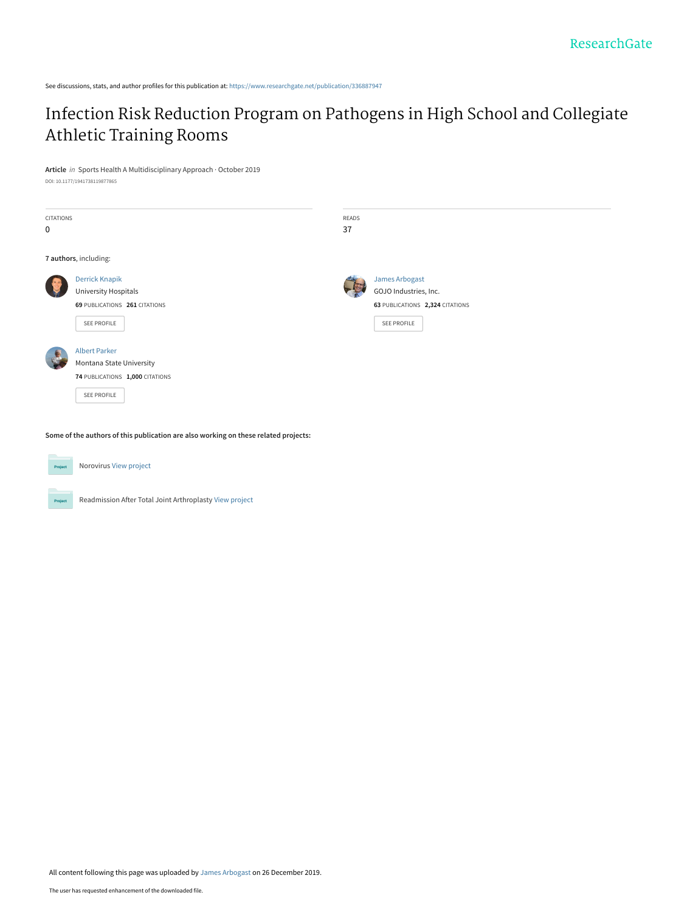ResearchGate

See discussions, stats, and author profiles for this publication at: https://www.researchgate.net/publication/336887947

# Infection Risk Reduction Program on Pathogens in High School and Collegiate Athletic Training Rooms

**Article** *in* Sports Health A Multidisciplinary Approach · October 2019

DOI: 10.1177/1941738119877865

CITATIONS
0

READS
37

**7 authors**, including:

Derrick Knapik
University Hospitals
**69** PUBLICATIONS **261** CITATIONS
SEE PROFILE

James Arbogast
GOJO Industries, Inc.
**63** PUBLICATIONS **2,324** CITATIONS
SEE PROFILE

Albert Parker
Montana State University
**74** PUBLICATIONS **1,000** CITATIONS
SEE PROFILE

**Some of the authors of this publication are also working on these related projects:**

Project: Norovirus View project

Project: Readmission After Total Joint Arthroplasty View project

All content following this page was uploaded by James Arbogast on 26 December 2019.

The user has requested enhancement of the downloaded file.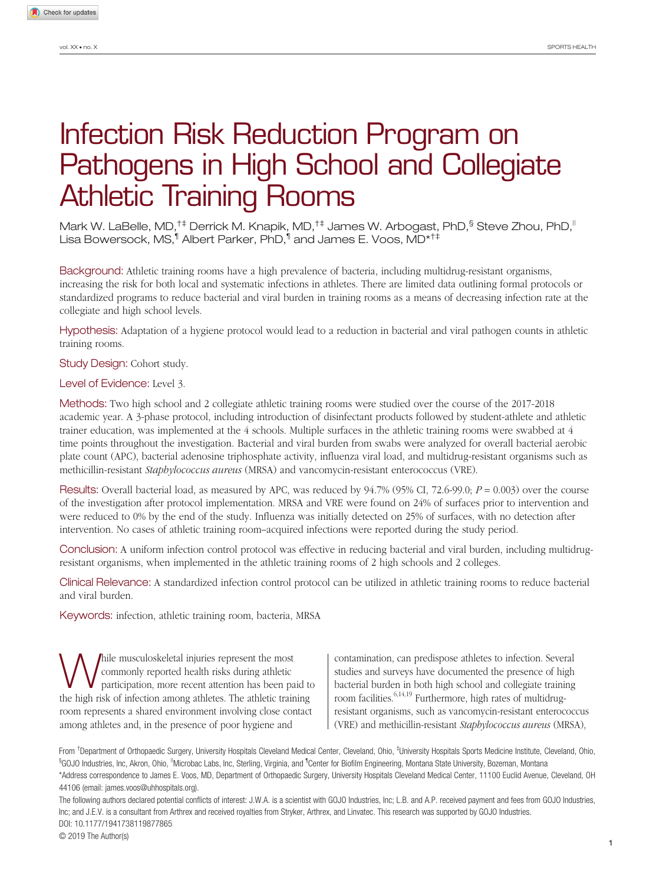# Infection Risk Reduction Program on Pathogens in High School and Collegiate Athletic Training Rooms

Mark W. LaBelle, MD,[†‡] Derrick M. Knapik, MD,[†‡] James W. Arbogast, PhD,[§] Steve Zhou, PhD,[||] Lisa Bowersock, MS,[¶] Albert Parker, PhD,[¶] and James E. Voos, MD*[†‡]

**Background:** Athletic training rooms have a high prevalence of bacteria, including multidrug-resistant organisms, increasing the risk for both local and systematic infections in athletes. There are limited data outlining formal protocols or standardized programs to reduce bacterial and viral burden in training rooms as a means of decreasing infection rate at the collegiate and high school levels.

**Hypothesis:** Adaptation of a hygiene protocol would lead to a reduction in bacterial and viral pathogen counts in athletic training rooms.

**Study Design:** Cohort study.

**Level of Evidence:** Level 3.

**Methods:** Two high school and 2 collegiate athletic training rooms were studied over the course of the 2017-2018 academic year. A 3-phase protocol, including introduction of disinfectant products followed by student-athlete and athletic trainer education, was implemented at the 4 schools. Multiple surfaces in the athletic training rooms were swabbed at 4 time points throughout the investigation. Bacterial and viral burden from swabs were analyzed for overall bacterial aerobic plate count (APC), bacterial adenosine triphosphate activity, influenza viral load, and multidrug-resistant organisms such as methicillin-resistant *Staphylococcus aureus* (MRSA) and vancomycin-resistant enterococcus (VRE).

**Results:** Overall bacterial load, as measured by APC, was reduced by 94.7% (95% CI, 72.6-99.0; $P = 0.003$) over the course of the investigation after protocol implementation. MRSA and VRE were found on 24% of surfaces prior to intervention and were reduced to 0% by the end of the study. Influenza was initially detected on 25% of surfaces, with no detection after intervention. No cases of athletic training room–acquired infections were reported during the study period.

**Conclusion:** A uniform infection control protocol was effective in reducing bacterial and viral burden, including multidrug-resistant organisms, when implemented in the athletic training rooms of 2 high schools and 2 colleges.

**Clinical Relevance:** A standardized infection control protocol can be utilized in athletic training rooms to reduce bacterial and viral burden.

**Keywords:** infection, athletic training room, bacteria, MRSA

While musculoskeletal injuries represent the most commonly reported health risks during athletic participation, more recent attention has been paid to the high risk of infection among athletes. The athletic training room represents a shared environment involving close contact among athletes and, in the presence of poor hygiene and contamination, can predispose athletes to infection. Several studies and surveys have documented the presence of high bacterial burden in both high school and collegiate training room facilities.[6,14,19] Furthermore, high rates of multidrug-resistant organisms, such as vancomycin-resistant enterococcus (VRE) and methicillin-resistant *Staphylococcus aureus* (MRSA),

From [†]Department of Orthopaedic Surgery, University Hospitals Cleveland Medical Center, Cleveland, Ohio, [‡]University Hospitals Sports Medicine Institute, Cleveland, Ohio, [§]GOJO Industries, Inc, Akron, Ohio, [||]Microbac Labs, Inc, Sterling, Virginia, and [¶]Center for Biofilm Engineering, Montana State University, Bozeman, Montana

*Address correspondence to James E. Voos, MD, Department of Orthopaedic Surgery, University Hospitals Cleveland Medical Center, 11100 Euclid Avenue, Cleveland, OH 44106 (email: james.voos@uhhospitals.org).

The following authors declared potential conflicts of interest: J.W.A. is a scientist with GOJO Industries, Inc; L.B. and A.P. received payment and fees from GOJO Industries, Inc; and J.E.V. is a consultant from Arthrex and received royalties from Stryker, Arthrex, and Linvatec. This research was supported by GOJO Industries.

DOI: 10.1177/1941738119877865

© 2019 The Author(s)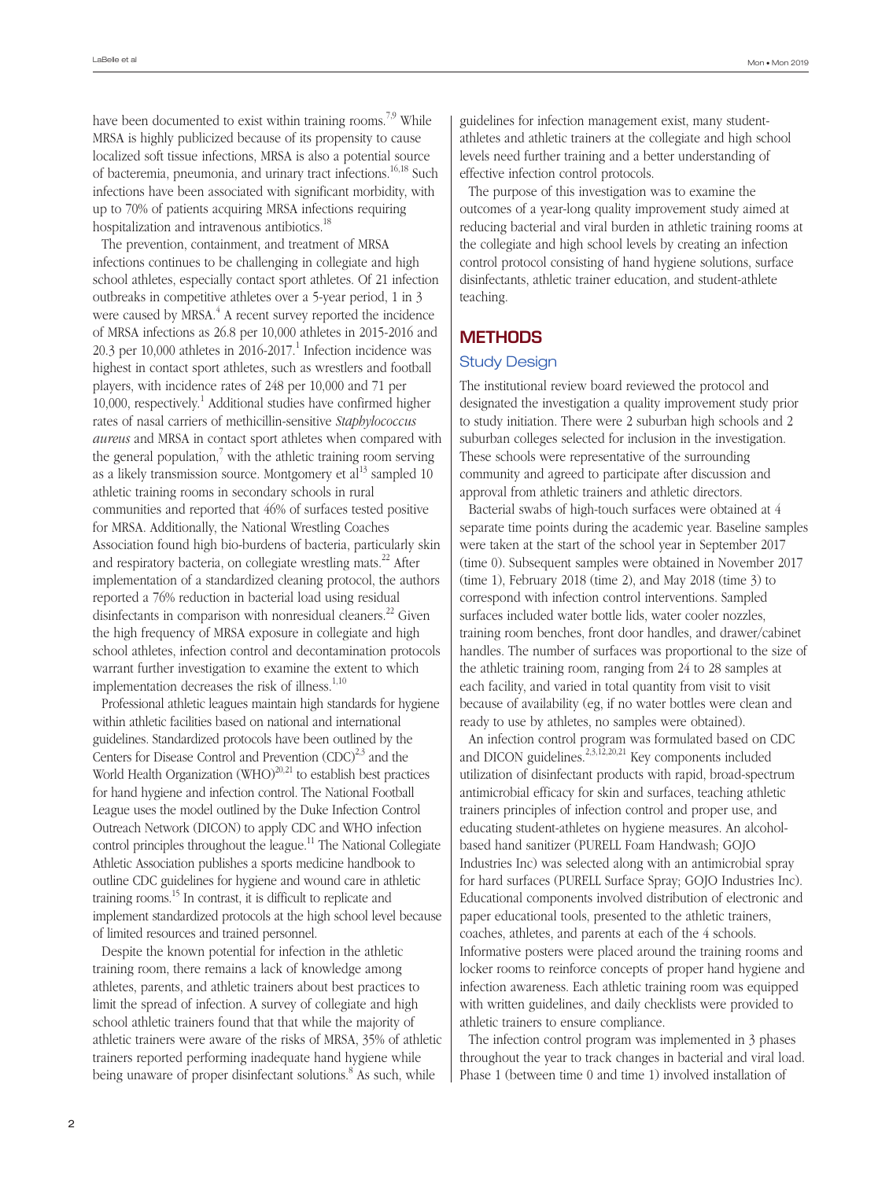have been documented to exist within training rooms.[7,9] While MRSA is highly publicized because of its propensity to cause localized soft tissue infections, MRSA is also a potential source of bacteremia, pneumonia, and urinary tract infections.[16,18] Such infections have been associated with significant morbidity, with up to 70% of patients acquiring MRSA infections requiring hospitalization and intravenous antibiotics.[18]

The prevention, containment, and treatment of MRSA infections continues to be challenging in collegiate and high school athletes, especially contact sport athletes. Of 21 infection outbreaks in competitive athletes over a 5-year period, 1 in 3 were caused by MRSA.[4] A recent survey reported the incidence of MRSA infections as 26.8 per 10,000 athletes in 2015-2016 and 20.3 per 10,000 athletes in 2016-2017.[1] Infection incidence was highest in contact sport athletes, such as wrestlers and football players, with incidence rates of 248 per 10,000 and 71 per 10,000, respectively.[1] Additional studies have confirmed higher rates of nasal carriers of methicillin-sensitive *Staphylococcus aureus* and MRSA in contact sport athletes when compared with the general population,[7] with the athletic training room serving as a likely transmission source. Montgomery et al[13] sampled 10 athletic training rooms in secondary schools in rural communities and reported that 46% of surfaces tested positive for MRSA. Additionally, the National Wrestling Coaches Association found high bio-burdens of bacteria, particularly skin and respiratory bacteria, on collegiate wrestling mats.[22] After implementation of a standardized cleaning protocol, the authors reported a 76% reduction in bacterial load using residual disinfectants in comparison with nonresidual cleaners.[22] Given the high frequency of MRSA exposure in collegiate and high school athletes, infection control and decontamination protocols warrant further investigation to examine the extent to which implementation decreases the risk of illness.[1,10]

Professional athletic leagues maintain high standards for hygiene within athletic facilities based on national and international guidelines. Standardized protocols have been outlined by the Centers for Disease Control and Prevention (CDC)[2,3] and the World Health Organization (WHO)[20,21] to establish best practices for hand hygiene and infection control. The National Football League uses the model outlined by the Duke Infection Control Outreach Network (DICON) to apply CDC and WHO infection control principles throughout the league.[11] The National Collegiate Athletic Association publishes a sports medicine handbook to outline CDC guidelines for hygiene and wound care in athletic training rooms.[15] In contrast, it is difficult to replicate and implement standardized protocols at the high school level because of limited resources and trained personnel.

Despite the known potential for infection in the athletic training room, there remains a lack of knowledge among athletes, parents, and athletic trainers about best practices to limit the spread of infection. A survey of collegiate and high school athletic trainers found that that while the majority of athletic trainers were aware of the risks of MRSA, 35% of athletic trainers reported performing inadequate hand hygiene while being unaware of proper disinfectant solutions.[8] As such, while guidelines for infection management exist, many student-athletes and athletic trainers at the collegiate and high school levels need further training and a better understanding of effective infection control protocols.

The purpose of this investigation was to examine the outcomes of a year-long quality improvement study aimed at reducing bacterial and viral burden in athletic training rooms at the collegiate and high school levels by creating an infection control protocol consisting of hand hygiene solutions, surface disinfectants, athletic trainer education, and student-athlete teaching.

## METHODS

### Study Design

The institutional review board reviewed the protocol and designated the investigation a quality improvement study prior to study initiation. There were 2 suburban high schools and 2 suburban colleges selected for inclusion in the investigation. These schools were representative of the surrounding community and agreed to participate after discussion and approval from athletic trainers and athletic directors.

Bacterial swabs of high-touch surfaces were obtained at 4 separate time points during the academic year. Baseline samples were taken at the start of the school year in September 2017 (time 0). Subsequent samples were obtained in November 2017 (time 1), February 2018 (time 2), and May 2018 (time 3) to correspond with infection control interventions. Sampled surfaces included water bottle lids, water cooler nozzles, training room benches, front door handles, and drawer/cabinet handles. The number of surfaces was proportional to the size of the athletic training room, ranging from 24 to 28 samples at each facility, and varied in total quantity from visit to visit because of availability (eg, if no water bottles were clean and ready to use by athletes, no samples were obtained).

An infection control program was formulated based on CDC and DICON guidelines.[2,3,12,20,21] Key components included utilization of disinfectant products with rapid, broad-spectrum antimicrobial efficacy for skin and surfaces, teaching athletic trainers principles of infection control and proper use, and educating student-athletes on hygiene measures. An alcohol-based hand sanitizer (PURELL Foam Handwash; GOJO Industries Inc) was selected along with an antimicrobial spray for hard surfaces (PURELL Surface Spray; GOJO Industries Inc). Educational components involved distribution of electronic and paper educational tools, presented to the athletic trainers, coaches, athletes, and parents at each of the 4 schools. Informative posters were placed around the training rooms and locker rooms to reinforce concepts of proper hand hygiene and infection awareness. Each athletic training room was equipped with written guidelines, and daily checklists were provided to athletic trainers to ensure compliance.

The infection control program was implemented in 3 phases throughout the year to track changes in bacterial and viral load. Phase 1 (between time 0 and time 1) involved installation of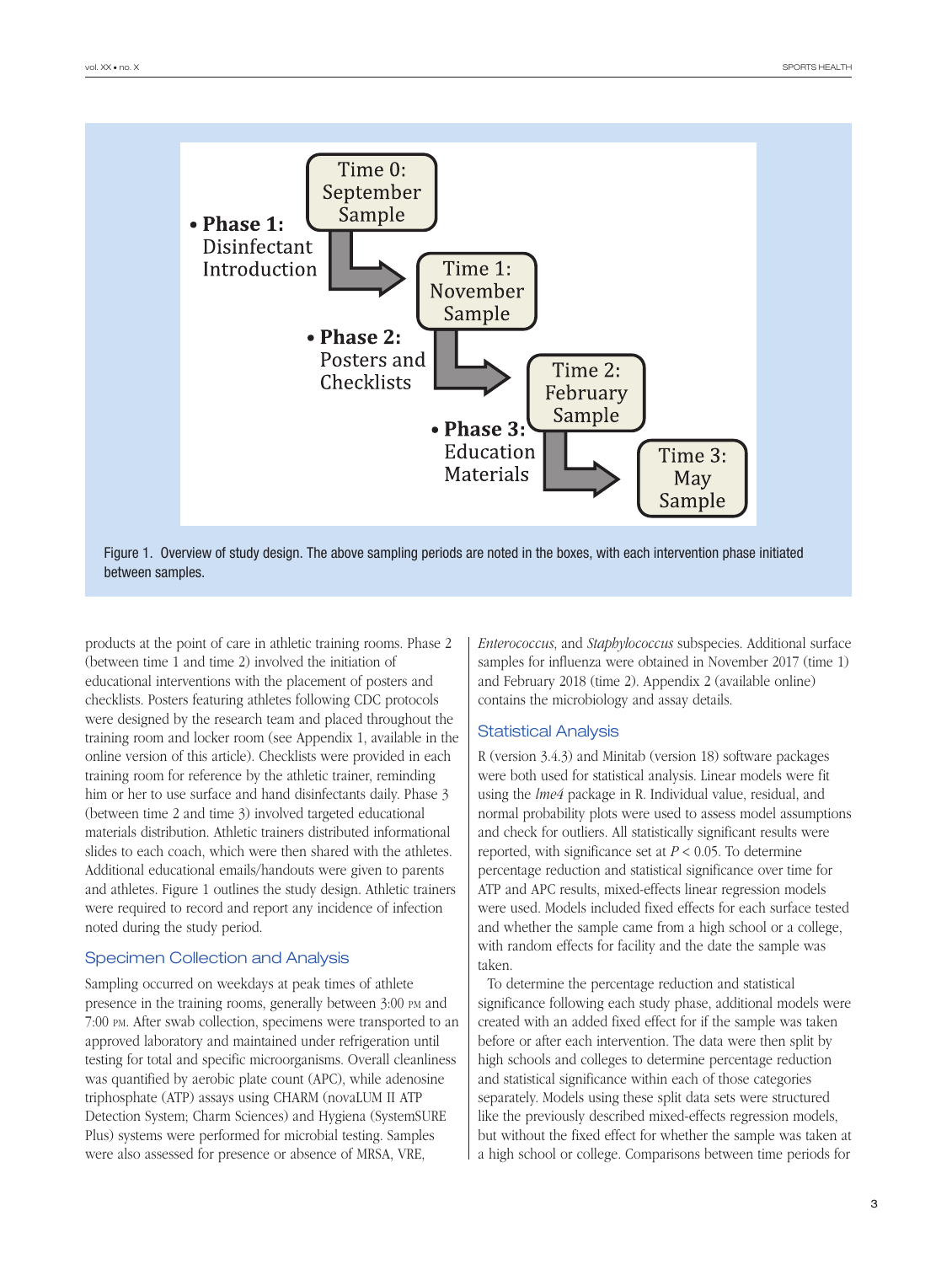Time 0: September Sample

• **Phase 1:** Disinfectant Introduction

Time 1: November Sample

• **Phase 2:** Posters and Checklists

Time 2: February Sample

• **Phase 3:** Education Materials

Time 3: May Sample

Figure 1. Overview of study design. The above sampling periods are noted in the boxes, with each intervention phase initiated between samples.

products at the point of care in athletic training rooms. Phase 2 (between time 1 and time 2) involved the initiation of educational interventions with the placement of posters and checklists. Posters featuring athletes following CDC protocols were designed by the research team and placed throughout the training room and locker room (see Appendix 1, available in the online version of this article). Checklists were provided in each training room for reference by the athletic trainer, reminding him or her to use surface and hand disinfectants daily. Phase 3 (between time 2 and time 3) involved targeted educational materials distribution. Athletic trainers distributed informational slides to each coach, which were then shared with the athletes. Additional educational emails/handouts were given to parents and athletes. Figure 1 outlines the study design. Athletic trainers were required to record and report any incidence of infection noted during the study period.

## Specimen Collection and Analysis

Sampling occurred on weekdays at peak times of athlete presence in the training rooms, generally between 3:00 PM and 7:00 PM. After swab collection, specimens were transported to an approved laboratory and maintained under refrigeration until testing for total and specific microorganisms. Overall cleanliness was quantified by aerobic plate count (APC), while adenosine triphosphate (ATP) assays using CHARM (novaLUM II ATP Detection System; Charm Sciences) and Hygiena (SystemSURE Plus) systems were performed for microbial testing. Samples were also assessed for presence or absence of MRSA, VRE, *Enterococcus*, and *Staphylococcus* subspecies. Additional surface samples for influenza were obtained in November 2017 (time 1) and February 2018 (time 2). Appendix 2 (available online) contains the microbiology and assay details.

## Statistical Analysis

R (version 3.4.3) and Minitab (version 18) software packages were both used for statistical analysis. Linear models were fit using the *lme4* package in R. Individual value, residual, and normal probability plots were used to assess model assumptions and check for outliers. All statistically significant results were reported, with significance set at $P < 0.05$. To determine percentage reduction and statistical significance over time for ATP and APC results, mixed-effects linear regression models were used. Models included fixed effects for each surface tested and whether the sample came from a high school or a college, with random effects for facility and the date the sample was taken.

To determine the percentage reduction and statistical significance following each study phase, additional models were created with an added fixed effect for if the sample was taken before or after each intervention. The data were then split by high schools and colleges to determine percentage reduction and statistical significance within each of those categories separately. Models using these split data sets were structured like the previously described mixed-effects regression models, but without the fixed effect for whether the sample was taken at a high school or college. Comparisons between time periods for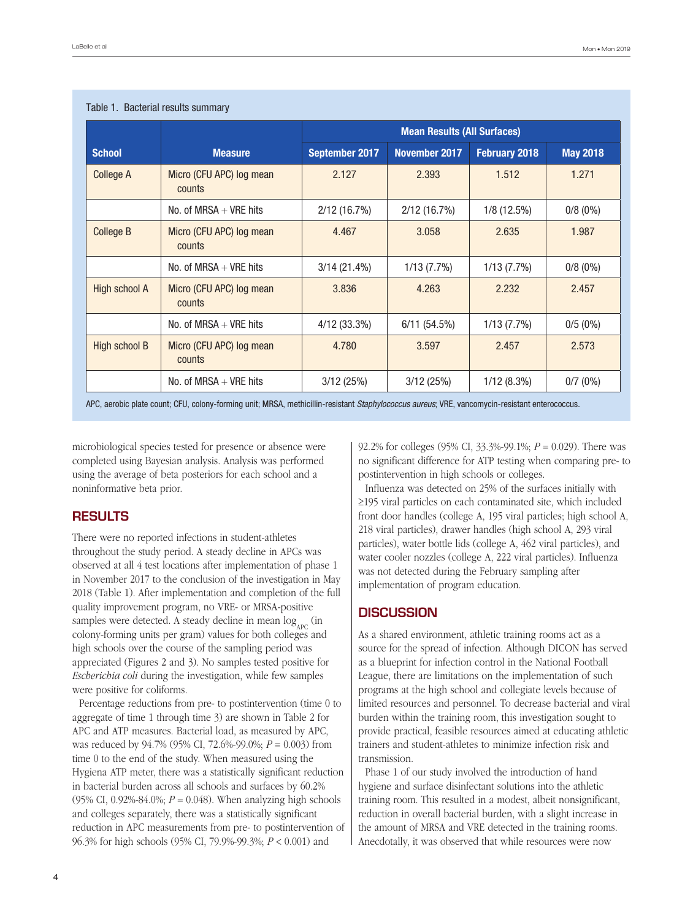Table 1. Bacterial results summary

| School | Measure | Mean Results (All Surfaces) | | | |
|---|---|---|---|---|---|
| | | September 2017 | November 2017 | February 2018 | May 2018 |
| College A | Micro (CFU APC) log mean counts | 2.127 | 2.393 | 1.512 | 1.271 |
| | No. of MRSA + VRE hits | 2/12 (16.7%) | 2/12 (16.7%) | 1/8 (12.5%) | 0/8 (0%) |
| College B | Micro (CFU APC) log mean counts | 4.467 | 3.058 | 2.635 | 1.987 |
| | No. of MRSA + VRE hits | 3/14 (21.4%) | 1/13 (7.7%) | 1/13 (7.7%) | 0/8 (0%) |
| High school A | Micro (CFU APC) log mean counts | 3.836 | 4.263 | 2.232 | 2.457 |
| | No. of MRSA + VRE hits | 4/12 (33.3%) | 6/11 (54.5%) | 1/13 (7.7%) | 0/5 (0%) |
| High school B | Micro (CFU APC) log mean counts | 4.780 | 3.597 | 2.457 | 2.573 |
| | No. of MRSA + VRE hits | 3/12 (25%) | 3/12 (25%) | 1/12 (8.3%) | 0/7 (0%) |

APC, aerobic plate count; CFU, colony-forming unit; MRSA, methicillin-resistant *Staphylococcus aureus*; VRE, vancomycin-resistant enterococcus.

microbiological species tested for presence or absence were completed using Bayesian analysis. Analysis was performed using the average of beta posteriors for each school and a noninformative beta prior.

## RESULTS

There were no reported infections in student-athletes throughout the study period. A steady decline in APCs was observed at all 4 test locations after implementation of phase 1 in November 2017 to the conclusion of the investigation in May 2018 (Table 1). After implementation and completion of the full quality improvement program, no VRE- or MRSA-positive samples were detected. A steady decline in mean $\log_{APC}$ (in colony-forming units per gram) values for both colleges and high schools over the course of the sampling period was appreciated (Figures 2 and 3). No samples tested positive for *Escherichia coli* during the investigation, while few samples were positive for coliforms.

Percentage reductions from pre- to postintervention (time 0 to aggregate of time 1 through time 3) are shown in Table 2 for APC and ATP measures. Bacterial load, as measured by APC, was reduced by 94.7% (95% CI, 72.6%-99.0%; $P = 0.003$) from time 0 to the end of the study. When measured using the Hygiena ATP meter, there was a statistically significant reduction in bacterial burden across all schools and surfaces by 60.2% (95% CI, 0.92%-84.0%; $P = 0.048$). When analyzing high schools and colleges separately, there was a statistically significant reduction in APC measurements from pre- to postintervention of 96.3% for high schools (95% CI, 79.9%-99.3%; $P < 0.001$) and 92.2% for colleges (95% CI, 33.3%-99.1%; $P = 0.029$). There was no significant difference for ATP testing when comparing pre- to postintervention in high schools or colleges.

Influenza was detected on 25% of the surfaces initially with ≥195 viral particles on each contaminated site, which included front door handles (college A, 195 viral particles; high school A, 218 viral particles), drawer handles (high school A, 293 viral particles), water bottle lids (college A, 462 viral particles), and water cooler nozzles (college A, 222 viral particles). Influenza was not detected during the February sampling after implementation of program education.

## DISCUSSION

As a shared environment, athletic training rooms act as a source for the spread of infection. Although DICON has served as a blueprint for infection control in the National Football League, there are limitations on the implementation of such programs at the high school and collegiate levels because of limited resources and personnel. To decrease bacterial and viral burden within the training room, this investigation sought to provide practical, feasible resources aimed at educating athletic trainers and student-athletes to minimize infection risk and transmission.

Phase 1 of our study involved the introduction of hand hygiene and surface disinfectant solutions into the athletic training room. This resulted in a modest, albeit nonsignificant, reduction in overall bacterial burden, with a slight increase in the amount of MRSA and VRE detected in the training rooms. Anecdotally, it was observed that while resources were now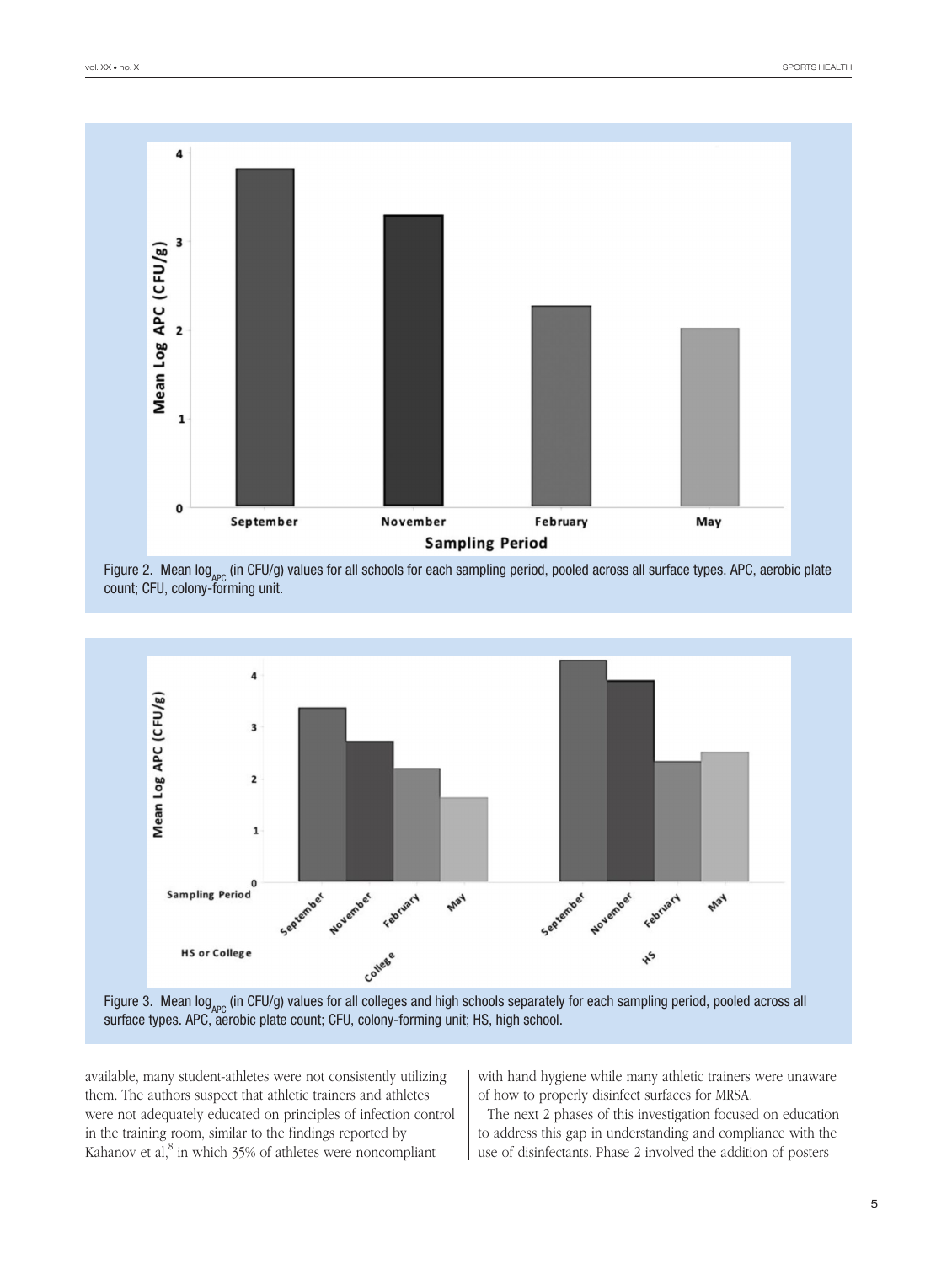4

3

2

1

0

Mean Log APC (CFU/g)

September

November

February

May

Sampling Period

Figure 2. Mean $\log_{APC}$ (in CFU/g) values for all schools for each sampling period, pooled across all surface types. APC, aerobic plate count; CFU, colony-forming unit.

4

3

2

1

0

Mean Log APC (CFU/g)

Sampling Period

September

November

February

May

September

November

February

May

HS or College

College

HS

Figure 3. Mean $\log_{APC}$ (in CFU/g) values for all colleges and high schools separately for each sampling period, pooled across all surface types. APC, aerobic plate count; CFU, colony-forming unit; HS, high school.

available, many student-athletes were not consistently utilizing them. The authors suspect that athletic trainers and athletes were not adequately educated on principles of infection control in the training room, similar to the findings reported by Kahanov et al,[8] in which 35% of athletes were noncompliant with hand hygiene while many athletic trainers were unaware of how to properly disinfect surfaces for MRSA.

The next 2 phases of this investigation focused on education to address this gap in understanding and compliance with the use of disinfectants. Phase 2 involved the addition of posters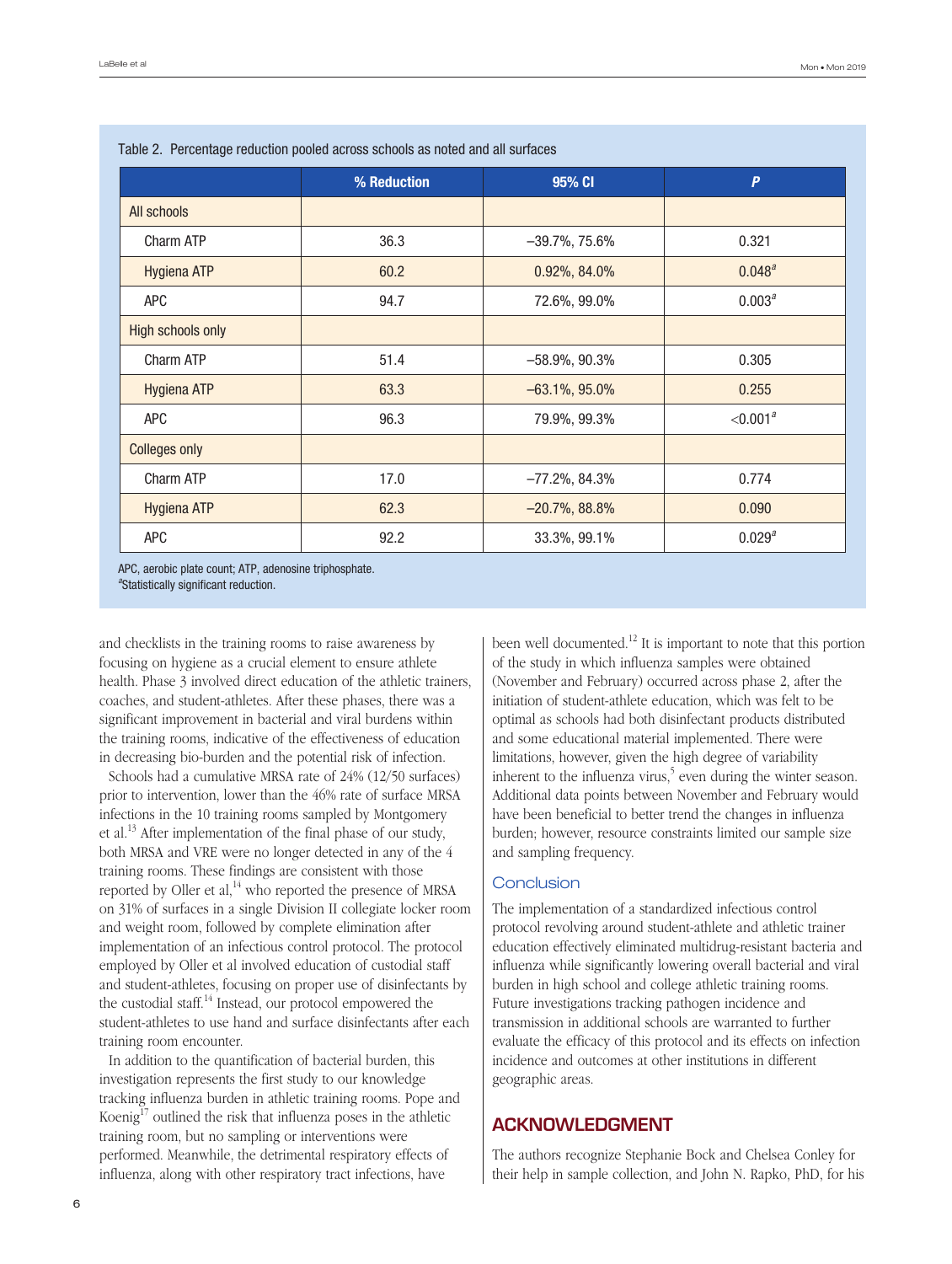Table 2. Percentage reduction pooled across schools as noted and all surfaces

| | % Reduction | 95% CI | *P* |
|---|---|---|---|
| All schools | | | |
| Charm ATP | 36.3 | −39.7%, 75.6% | 0.321 |
| Hygiena ATP | 60.2 | 0.92%, 84.0% | 0.048[a] |
| APC | 94.7 | 72.6%, 99.0% | 0.003[a] |
| High schools only | | | |
| Charm ATP | 51.4 | −58.9%, 90.3% | 0.305 |
| Hygiena ATP | 63.3 | −63.1%, 95.0% | 0.255 |
| APC | 96.3 | 79.9%, 99.3% | <0.001[a] |
| Colleges only | | | |
| Charm ATP | 17.0 | −77.2%, 84.3% | 0.774 |
| Hygiena ATP | 62.3 | −20.7%, 88.8% | 0.090 |
| APC | 92.2 | 33.3%, 99.1% | 0.029[a] |

APC, aerobic plate count; ATP, adenosine triphosphate.
[a]Statistically significant reduction.

and checklists in the training rooms to raise awareness by focusing on hygiene as a crucial element to ensure athlete health. Phase 3 involved direct education of the athletic trainers, coaches, and student-athletes. After these phases, there was a significant improvement in bacterial and viral burdens within the training rooms, indicative of the effectiveness of education in decreasing bio-burden and the potential risk of infection.

Schools had a cumulative MRSA rate of 24% (12/50 surfaces) prior to intervention, lower than the 46% rate of surface MRSA infections in the 10 training rooms sampled by Montgomery et al.[13] After implementation of the final phase of our study, both MRSA and VRE were no longer detected in any of the 4 training rooms. These findings are consistent with those reported by Oller et al,[14] who reported the presence of MRSA on 31% of surfaces in a single Division II collegiate locker room and weight room, followed by complete elimination after implementation of an infectious control protocol. The protocol employed by Oller et al involved education of custodial staff and student-athletes, focusing on proper use of disinfectants by the custodial staff.[14] Instead, our protocol empowered the student-athletes to use hand and surface disinfectants after each training room encounter.

In addition to the quantification of bacterial burden, this investigation represents the first study to our knowledge tracking influenza burden in athletic training rooms. Pope and Koenig[17] outlined the risk that influenza poses in the athletic training room, but no sampling or interventions were performed. Meanwhile, the detrimental respiratory effects of influenza, along with other respiratory tract infections, have been well documented.[12] It is important to note that this portion of the study in which influenza samples were obtained (November and February) occurred across phase 2, after the initiation of student-athlete education, which was felt to be optimal as schools had both disinfectant products distributed and some educational material implemented. There were limitations, however, given the high degree of variability inherent to the influenza virus,[5] even during the winter season. Additional data points between November and February would have been beneficial to better trend the changes in influenza burden; however, resource constraints limited our sample size and sampling frequency.

## Conclusion

The implementation of a standardized infectious control protocol revolving around student-athlete and athletic trainer education effectively eliminated multidrug-resistant bacteria and influenza while significantly lowering overall bacterial and viral burden in high school and college athletic training rooms. Future investigations tracking pathogen incidence and transmission in additional schools are warranted to further evaluate the efficacy of this protocol and its effects on infection incidence and outcomes at other institutions in different geographic areas.

## ACKNOWLEDGMENT

The authors recognize Stephanie Bock and Chelsea Conley for their help in sample collection, and John N. Rapko, PhD, for his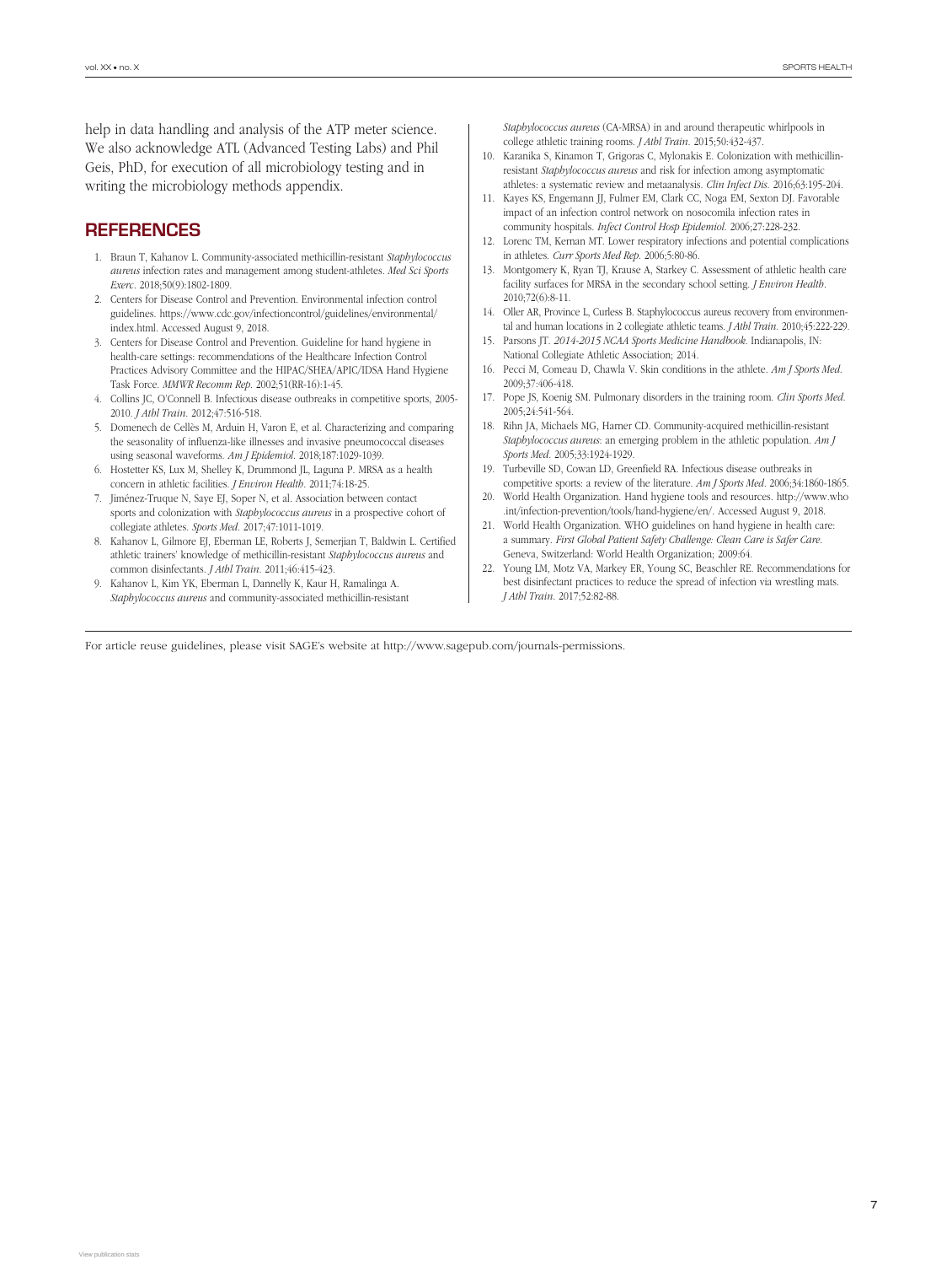help in data handling and analysis of the ATP meter science. We also acknowledge ATL (Advanced Testing Labs) and Phil Geis, PhD, for execution of all microbiology testing and in writing the microbiology methods appendix.

## REFERENCES

1. Braun T, Kahanov L. Community-associated methicillin-resistant *Staphylococcus aureus* infection rates and management among student-athletes. *Med Sci Sports Exerc*. 2018;50(9):1802-1809.
2. Centers for Disease Control and Prevention. Environmental infection control guidelines. https://www.cdc.gov/infectioncontrol/guidelines/environmental/index.html. Accessed August 9, 2018.
3. Centers for Disease Control and Prevention. Guideline for hand hygiene in health-care settings: recommendations of the Healthcare Infection Control Practices Advisory Committee and the HIPAC/SHEA/APIC/IDSA Hand Hygiene Task Force. *MMWR Recomm Rep*. 2002;51(RR-16):1-45.
4. Collins JC, O'Connell B. Infectious disease outbreaks in competitive sports, 2005-2010. *J Athl Train*. 2012;47:516-518.
5. Domenech de Cellès M, Arduin H, Varon E, et al. Characterizing and comparing the seasonality of influenza-like illnesses and invasive pneumococcal diseases using seasonal waveforms. *Am J Epidemiol*. 2018;187:1029-1039.
6. Hostetter KS, Lux M, Shelley K, Drummond JL, Laguna P. MRSA as a health concern in athletic facilities. *J Environ Health*. 2011;74:18-25.
7. Jiménez-Truque N, Saye EJ, Soper N, et al. Association between contact sports and colonization with *Staphylococcus aureus* in a prospective cohort of collegiate athletes. *Sports Med*. 2017;47:1011-1019.
8. Kahanov L, Gilmore EJ, Eberman LE, Roberts J, Semerjian T, Baldwin L. Certified athletic trainers' knowledge of methicillin-resistant *Staphylococcus aureus* and common disinfectants. *J Athl Train*. 2011;46:415-423.
9. Kahanov L, Kim YK, Eberman L, Dannelly K, Kaur H, Ramalinga A. *Staphylococcus aureus* and community-associated methicillin-resistant *Staphylococcus aureus* (CA-MRSA) in and around therapeutic whirlpools in college athletic training rooms. *J Athl Train*. 2015;50:432-437.
10. Karanika S, Kinamon T, Grigoras C, Mylonakis E. Colonization with methicillin-resistant *Staphylococcus aureus* and risk for infection among asymptomatic athletes: a systematic review and metaanalysis. *Clin Infect Dis*. 2016;63:195-204.
11. Kayes KS, Engemann JJ, Fulmer EM, Clark CC, Noga EM, Sexton DJ. Favorable impact of an infection control network on nosocomila infection rates in community hospitals. *Infect Control Hosp Epidemiol*. 2006;27:228-232.
12. Lorenc TM, Kernan MT. Lower respiratory infections and potential complications in athletes. *Curr Sports Med Rep*. 2006;5:80-86.
13. Montgomery K, Ryan TJ, Krause A, Starkey C. Assessment of athletic health care facility surfaces for MRSA in the secondary school setting. *J Environ Health*. 2010;72(6):8-11.
14. Oller AR, Province L, Curless B. Staphylococcus aureus recovery from environmental and human locations in 2 collegiate athletic teams. *J Athl Train*. 2010;45:222-229.
15. Parsons JT. *2014-2015 NCAA Sports Medicine Handbook*. Indianapolis, IN: National Collegiate Athletic Association; 2014.
16. Pecci M, Comeau D, Chawla V. Skin conditions in the athlete. *Am J Sports Med*. 2009;37:406-418.
17. Pope JS, Koenig SM. Pulmonary disorders in the training room. *Clin Sports Med*. 2005;24:541-564.
18. Rihn JA, Michaels MG, Harner CD. Community-acquired methicillin-resistant *Staphylococcus aureus*: an emerging problem in the athletic population. *Am J Sports Med*. 2005;33:1924-1929.
19. Turbeville SD, Cowan LD, Greenfield RA. Infectious disease outbreaks in competitive sports: a review of the literature. *Am J Sports Med*. 2006;34:1860-1865.
20. World Health Organization. Hand hygiene tools and resources. http://www.who.int/infection-prevention/tools/hand-hygiene/en/. Accessed August 9, 2018.
21. World Health Organization. WHO guidelines on hand hygiene in health care: a summary. *First Global Patient Safety Challenge: Clean Care is Safer Care*. Geneva, Switzerland: World Health Organization; 2009:64.
22. Young LM, Motz VA, Markey ER, Young SC, Beaschler RE. Recommendations for best disinfectant practices to reduce the spread of infection via wrestling mats. *J Athl Train*. 2017;52:82-88.

For article reuse guidelines, please visit SAGE's website at http://www.sagepub.com/journals-permissions.